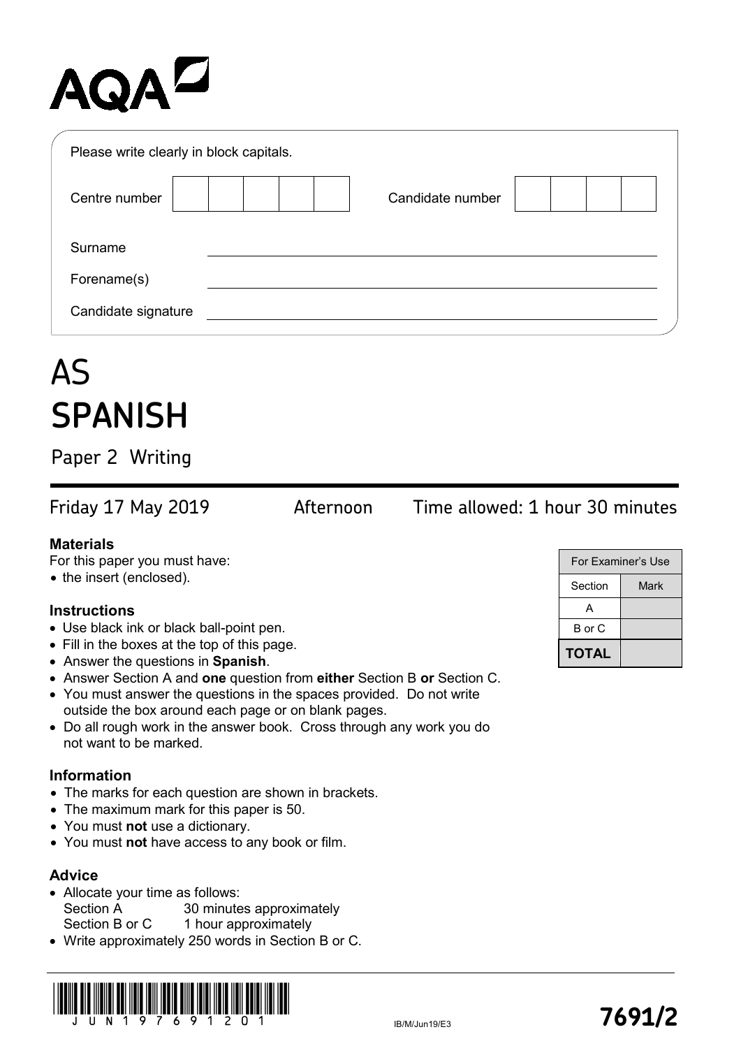AQA

Please write clearly in block capitals.

| Centre number | | | | | | Candidate number | | | | |
|---|---|---|---|---|---|---|---|---|---|---|

Surname ______________________

Forename(s) ______________________

Candidate signature ______________________

# AS SPANISH

## Paper 2 Writing

Friday 17 May 2019 Afternoon Time allowed: 1 hour 30 minutes

### Materials

For this paper you must have:
- the insert (enclosed).

### Instructions

- Use black ink or black ball-point pen.
- Fill in the boxes at the top of this page.
- Answer the questions in **Spanish**.
- Answer Section A and **one** question from **either** Section B **or** Section C.
- You must answer the questions in the spaces provided. Do not write outside the box around each page or on blank pages.
- Do all rough work in the answer book. Cross through any work you do not want to be marked.

### Information

- The marks for each question are shown in brackets.
- The maximum mark for this paper is 50.
- You must **not** use a dictionary.
- You must **not** have access to any book or film.

### Advice

- Allocate your time as follows:
  - Section A 30 minutes approximately
  - Section B or C 1 hour approximately
- Write approximately 250 words in Section B or C.

| For Examiner's Use | |
|---|---|
| Section | Mark |
| A | |
| B or C | |
| **TOTAL** | |

J U N 1 9 7 6 9 1 2 0 1

IB/M/Jun19/E3

**7691/2**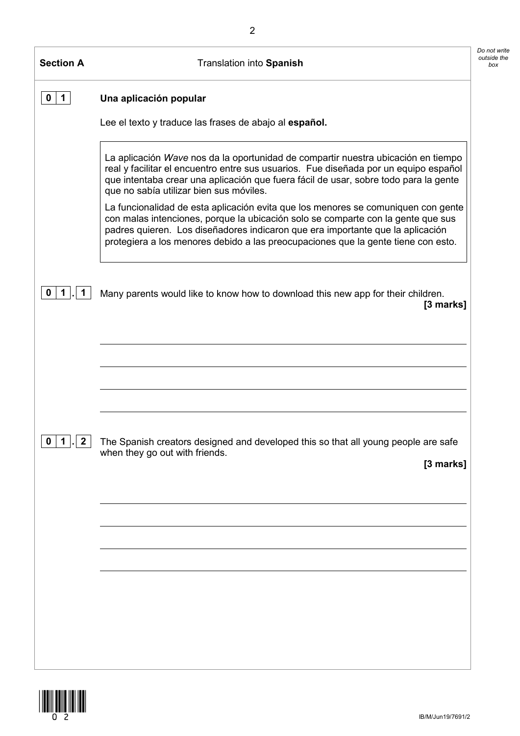**Section A** Translation into **Spanish**

**0 1** **Una aplicación popular**

Lee el texto y traduce las frases de abajo al **español.**

> La aplicación *Wave* nos da la oportunidad de compartir nuestra ubicación en tiempo real y facilitar el encuentro entre sus usuarios. Fue diseñada por un equipo español que intentaba crear una aplicación que fuera fácil de usar, sobre todo para la gente que no sabía utilizar bien sus móviles.
>
> La funcionalidad de esta aplicación evita que los menores se comuniquen con gente con malas intenciones, porque la ubicación solo se comparte con la gente que sus padres quieren. Los diseñadores indicaron que era importante que la aplicación protegiera a los menores debido a las preocupaciones que la gente tiene con esto.

**0 1 . 1** Many parents would like to know how to download this new app for their children.

**[3 marks]**

**0 1 . 2** The Spanish creators designed and developed this so that all young people are safe when they go out with friends.

**[3 marks]**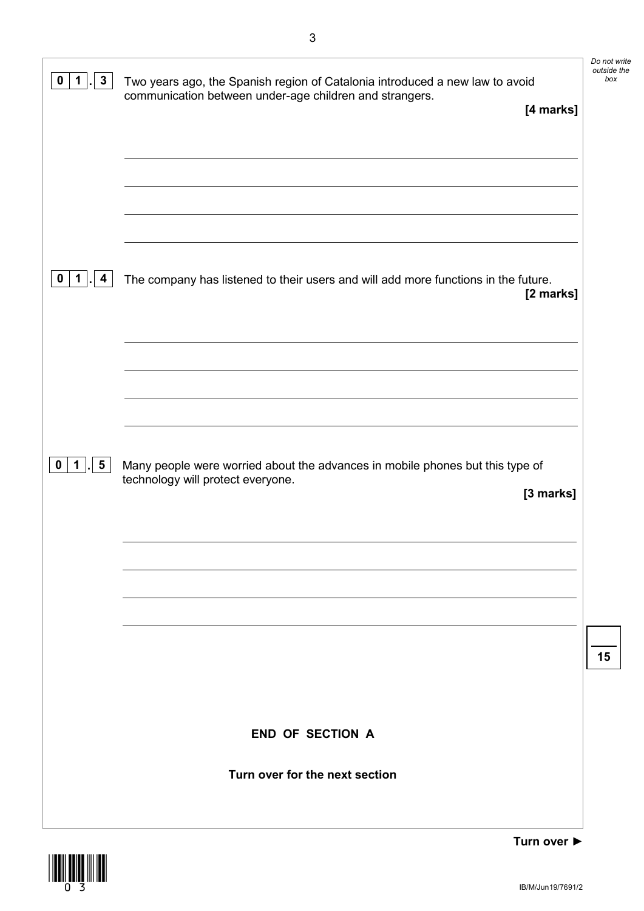**0 1 . 3** Two years ago, the Spanish region of Catalonia introduced a new law to avoid communication between under-age children and strangers.

**[4 marks]**

**0 1 . 4** The company has listened to their users and will add more functions in the future.

**[2 marks]**

**0 1 . 5** Many people were worried about the advances in mobile phones but this type of technology will protect everyone.

**[3 marks]**

**END OF SECTION A**

**Turn over for the next section**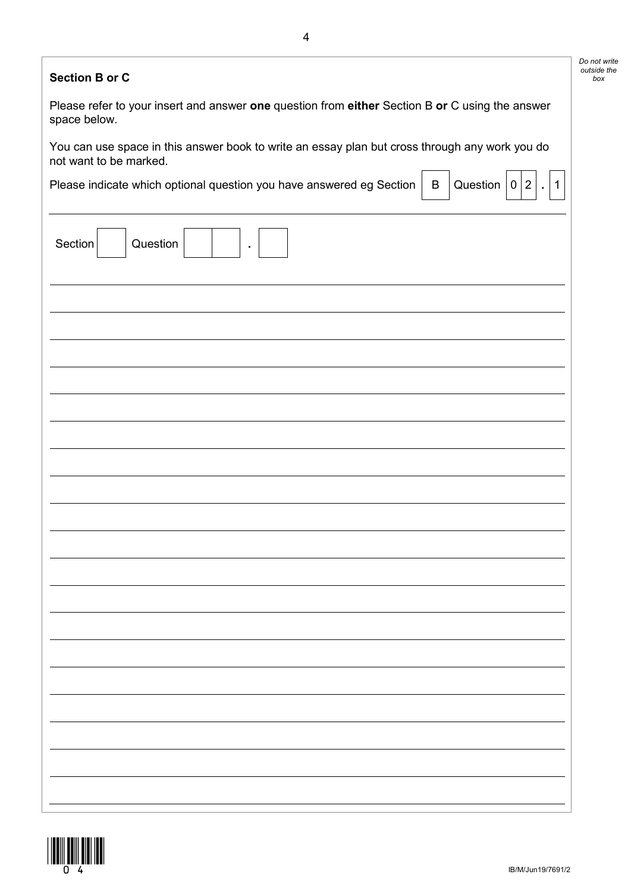**Section B or C**

Please refer to your insert and answer **one** question from **either** Section B **or** C using the answer space below.

You can use space in this answer book to write an essay plan but cross through any work you do not want to be marked.

Please indicate which optional question you have answered eg Section | B | Question | 0 | 2 | . | 1 |

Section | | Question | | | . | |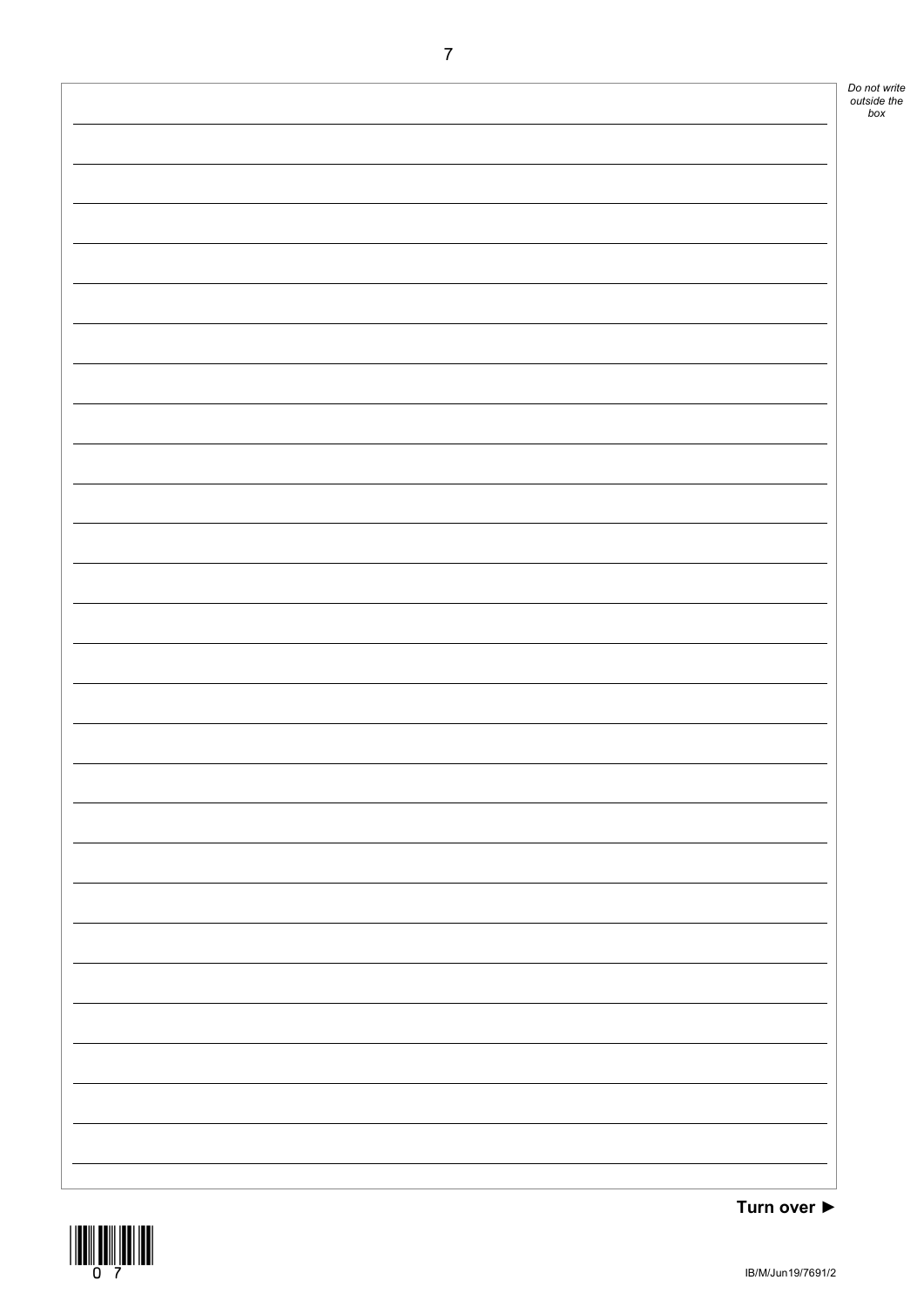Turn over ►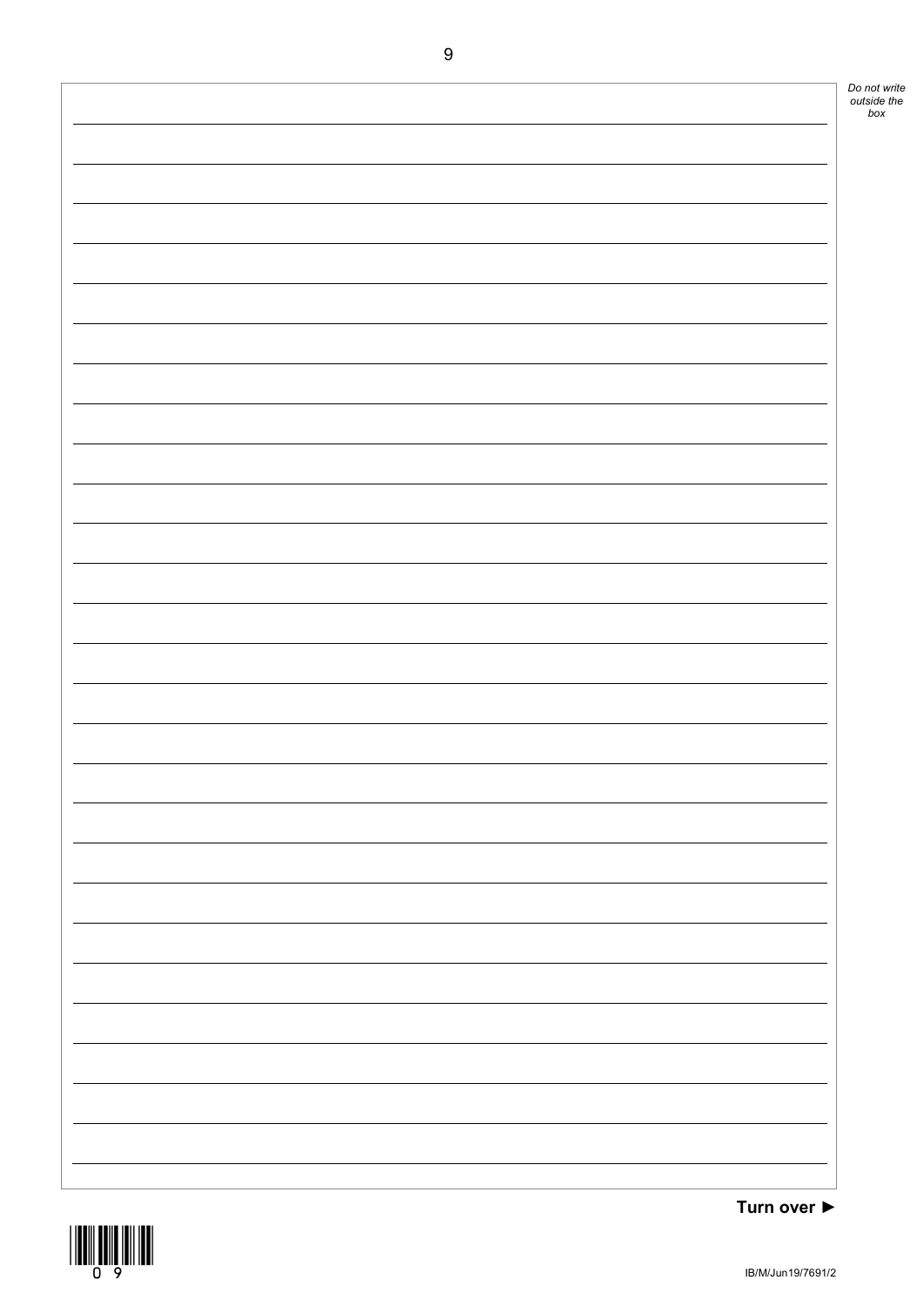Turn over ►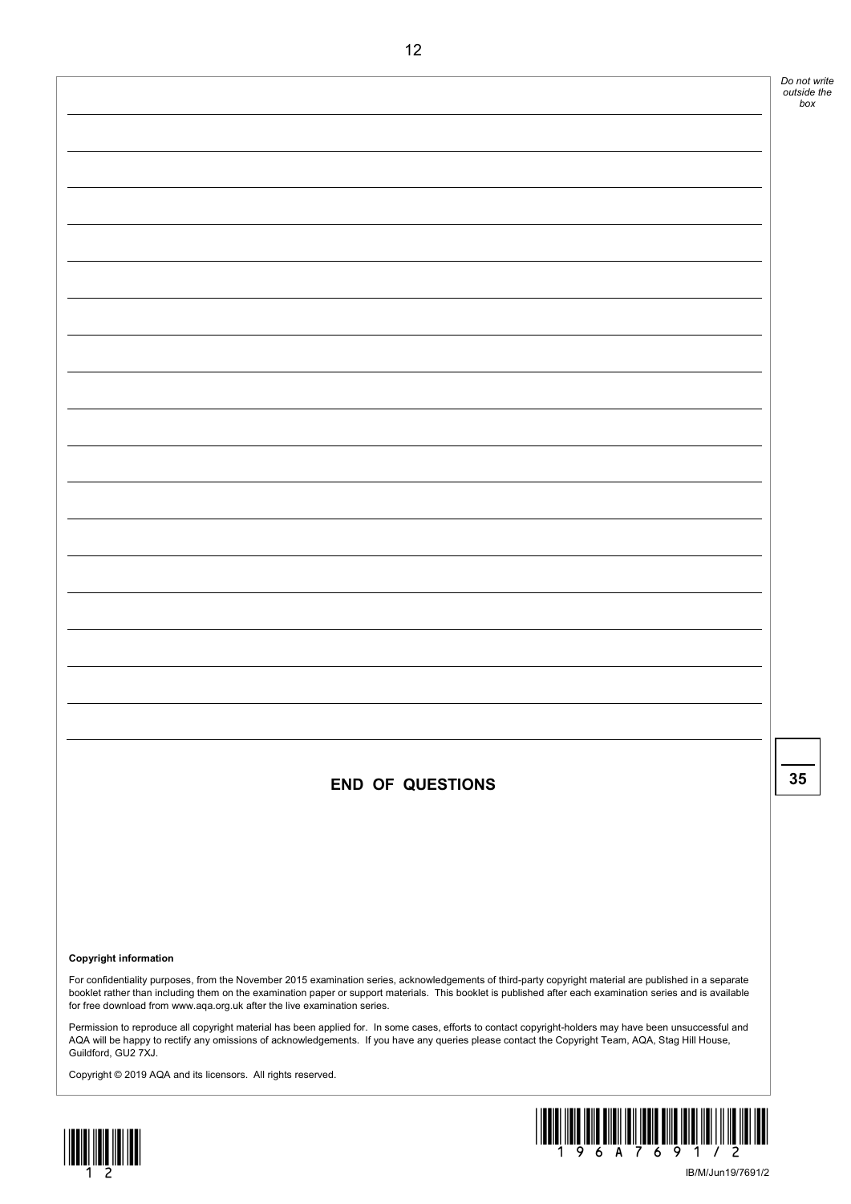**END OF QUESTIONS**

**Copyright information**

For confidentiality purposes, from the November 2015 examination series, acknowledgements of third-party copyright material are published in a separate booklet rather than including them on the examination paper or support materials. This booklet is published after each examination series and is available for free download from www.aqa.org.uk after the live examination series.

Permission to reproduce all copyright material has been applied for. In some cases, efforts to contact copyright-holders may have been unsuccessful and AQA will be happy to rectify any omissions of acknowledgements. If you have any queries please contact the Copyright Team, AQA, Stag Hill House, Guildford, GU2 7XJ.

Copyright © 2019 AQA and its licensors. All rights reserved.